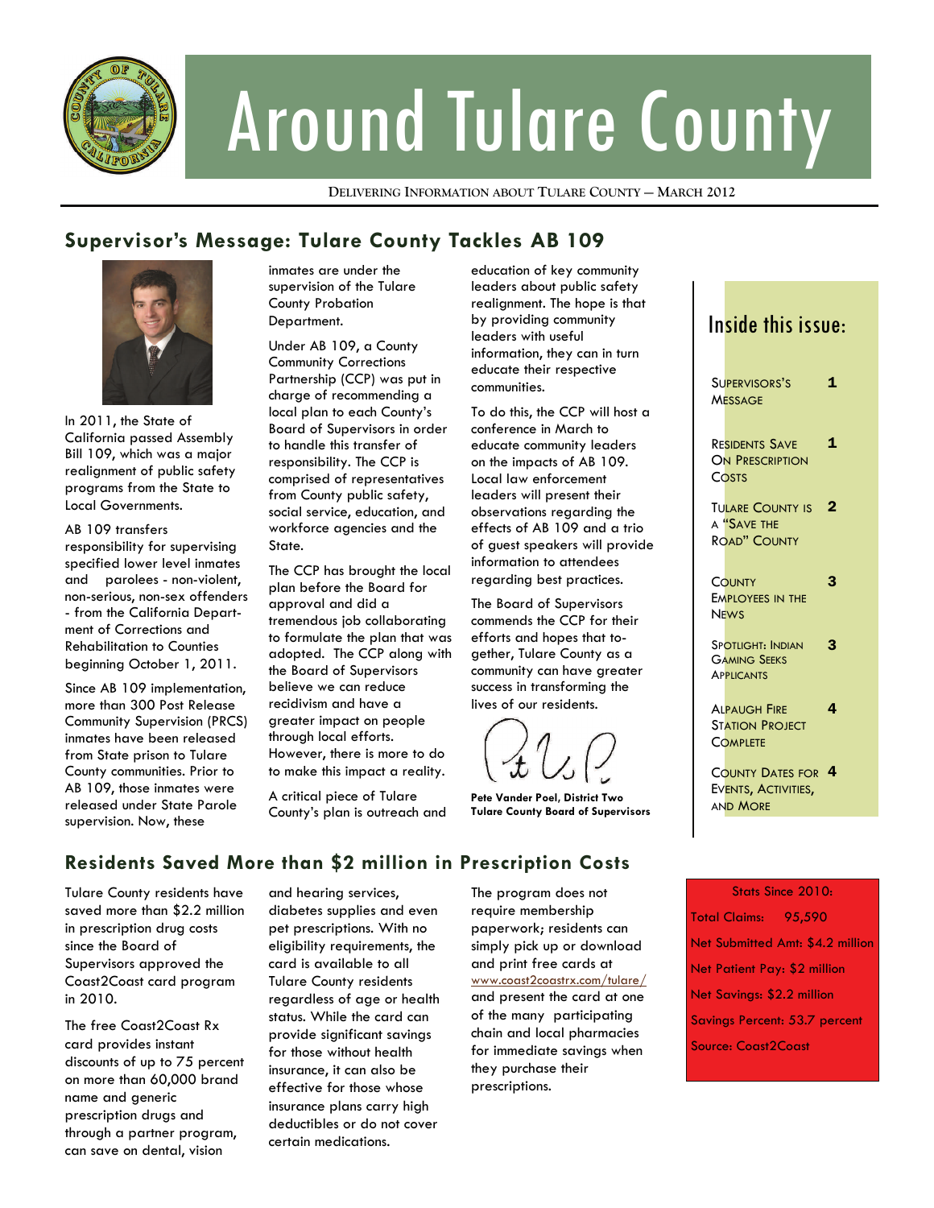# Around Tulare County

DELIVERING INFORMATION ABOUT TULARE COUNTY — MARCH 2012

## Supervisor's Message: Tulare County Tackles AB 109

In 2011, the State of California passed Assembly Bill 109, which was a major realignment of public safety programs from the State to Local Governments.

AB 109 transfers responsibility for supervising specified lower level inmates and parolees - non-violent, non-serious, non-sex offenders - from the California Department of Corrections and Rehabilitation to Counties beginning October 1, 2011.

Since AB 109 implementation, more than 300 Post Release Community Supervision (PRCS) inmates have been released from State prison to Tulare County communities. Prior to AB 109, those inmates were released under State Parole supervision. Now, these inmates are under the supervision of the Tulare County Probation Department.

Under AB 109, a County Community Corrections Partnership (CCP) was put in charge of recommending a local plan to each County's Board of Supervisors in order to handle this transfer of responsibility. The CCP is comprised of representatives from County public safety, social service, education, and workforce agencies and the State.

The CCP has brought the local plan before the Board for approval and did a tremendous job collaborating to formulate the plan that was adopted. The CCP along with the Board of Supervisors believe we can reduce recidivism and have a greater impact on people through local efforts. However, there is more to do to make this impact a reality.

A critical piece of Tulare County's plan is outreach and education of key community leaders about public safety realignment. The hope is that by providing community leaders with useful information, they can in turn educate their respective communities.

To do this, the CCP will host a conference in March to educate community leaders on the impacts of AB 109. Local law enforcement leaders will present their observations regarding the effects of AB 109 and a trio of guest speakers will provide information to attendees regarding best practices.

The Board of Supervisors commends the CCP for their efforts and hopes that together, Tulare County as a community can have greater success in transforming the lives of our residents.

**Pete Vander Poel, District Two**
**Tulare County Board of Supervisors**

### Inside this issue:

| | |
|---|---|
| Supervisors's Message | 1 |
| Residents Save On Prescription Costs | 1 |
| Tulare County is a "Save the Road" County | 2 |
| County Employees in the News | 3 |
| Spotlight: Indian Gaming Seeks Applicants | 3 |
| Alpaugh Fire Station Project Complete | 4 |
| County Dates for Events, Activities, and More | 4 |

## Residents Saved More than $2 million in Prescription Costs

Tulare County residents have saved more than $2.2 million in prescription drug costs since the Board of Supervisors approved the Coast2Coast card program in 2010.

The free Coast2Coast Rx card provides instant discounts of up to 75 percent on more than 60,000 brand name and generic prescription drugs and through a partner program, can save on dental, vision and hearing services, diabetes supplies and even pet prescriptions. With no eligibility requirements, the card is available to all Tulare County residents regardless of age or health status. While the card can provide significant savings for those without health insurance, it can also be effective for those whose insurance plans carry high deductibles or do not cover certain medications.

The program does not require membership paperwork; residents can simply pick up or download and print free cards at www.coast2coastrx.com/tulare/ and present the card at one of the many participating chain and local pharmacies for immediate savings when they purchase their prescriptions.

Stats Since 2010:

Total Claims: 95,590

Net Submitted Amt: $4.2 million

Net Patient Pay: $2 million

Net Savings: $2.2 million

Savings Percent: 53.7 percent

Source: Coast2Coast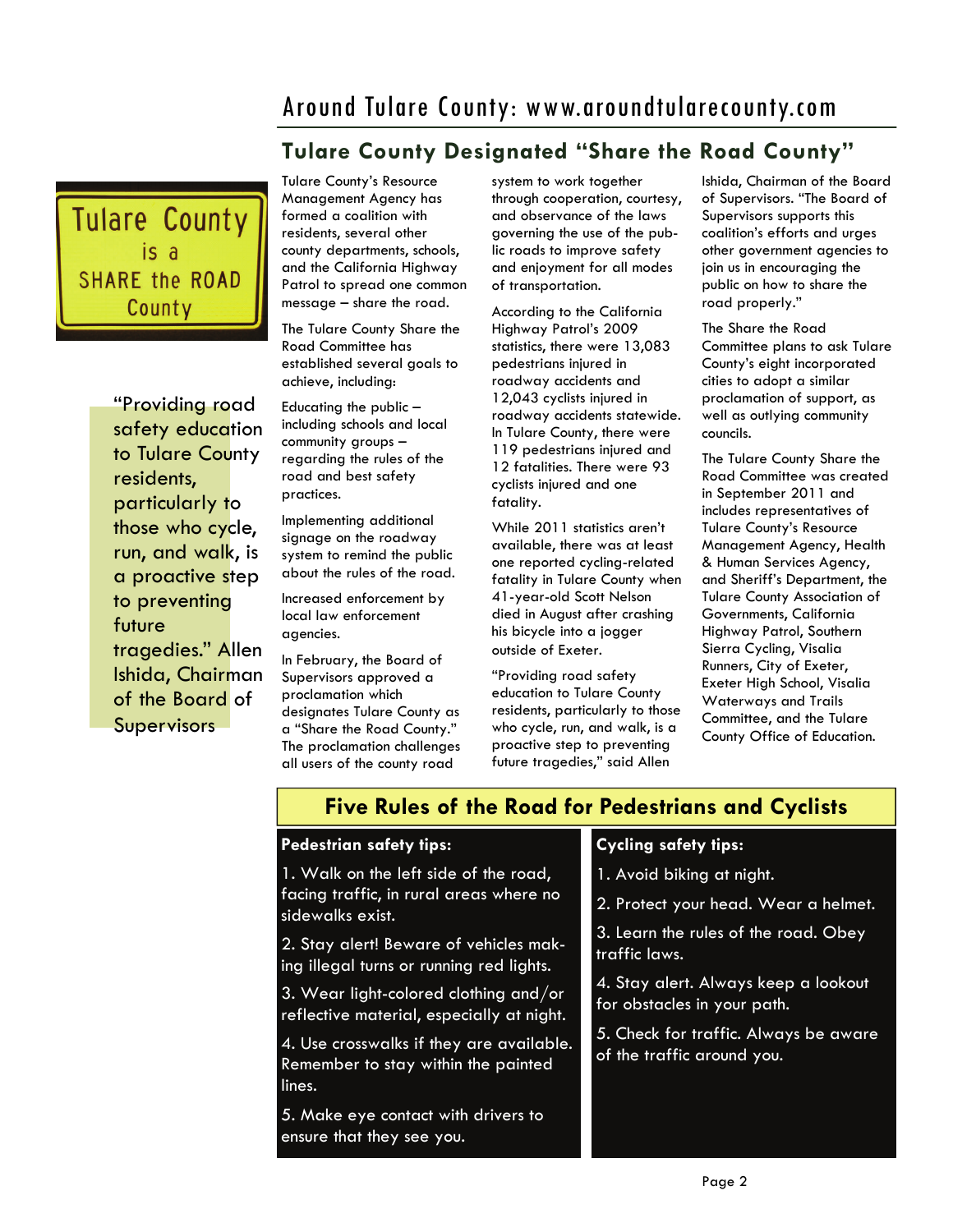## Tulare County Designated "Share the Road County"

Tulare County is a SHARE the ROAD County

"Providing road safety education to Tulare County residents, particularly to those who cycle, run, and walk, is a proactive step to preventing future tragedies." Allen Ishida, Chairman of the Board of Supervisors

Tulare County's Resource Management Agency has formed a coalition with residents, several other county departments, schools, and the California Highway Patrol to spread one common message – share the road.

The Tulare County Share the Road Committee has established several goals to achieve, including:

Educating the public – including schools and local community groups – regarding the rules of the road and best safety practices.

Implementing additional signage on the roadway system to remind the public about the rules of the road.

Increased enforcement by local law enforcement agencies.

In February, the Board of Supervisors approved a proclamation which designates Tulare County as a "Share the Road County." The proclamation challenges all users of the county road system to work together through cooperation, courtesy, and observance of the laws governing the use of the public roads to improve safety and enjoyment for all modes of transportation.

According to the California Highway Patrol's 2009 statistics, there were 13,083 pedestrians injured in roadway accidents and 12,043 cyclists injured in roadway accidents statewide. In Tulare County, there were 119 pedestrians injured and 12 fatalities. There were 93 cyclists injured and one fatality.

While 2011 statistics aren't available, there was at least one reported cycling-related fatality in Tulare County when 41-year-old Scott Nelson died in August after crashing his bicycle into a jogger outside of Exeter.

"Providing road safety education to Tulare County residents, particularly to those who cycle, run, and walk, is a proactive step to preventing future tragedies," said Allen Ishida, Chairman of the Board of Supervisors. "The Board of Supervisors supports this coalition's efforts and urges other government agencies to join us in encouraging the public on how to share the road properly."

The Share the Road Committee plans to ask Tulare County's eight incorporated cities to adopt a similar proclamation of support, as well as outlying community councils.

The Tulare County Share the Road Committee was created in September 2011 and includes representatives of Tulare County's Resource Management Agency, Health & Human Services Agency, and Sheriff's Department, the Tulare County Association of Governments, California Highway Patrol, Southern Sierra Cycling, Visalia Runners, City of Exeter, Exeter High School, Visalia Waterways and Trails Committee, and the Tulare County Office of Education.

## Five Rules of the Road for Pedestrians and Cyclists

**Pedestrian safety tips:**

1. Walk on the left side of the road, facing traffic, in rural areas where no sidewalks exist.
2. Stay alert! Beware of vehicles making illegal turns or running red lights.
3. Wear light-colored clothing and/or reflective material, especially at night.
4. Use crosswalks if they are available. Remember to stay within the painted lines.
5. Make eye contact with drivers to ensure that they see you.

**Cycling safety tips:**

1. Avoid biking at night.
2. Protect your head. Wear a helmet.
3. Learn the rules of the road. Obey traffic laws.
4. Stay alert. Always keep a lookout for obstacles in your path.
5. Check for traffic. Always be aware of the traffic around you.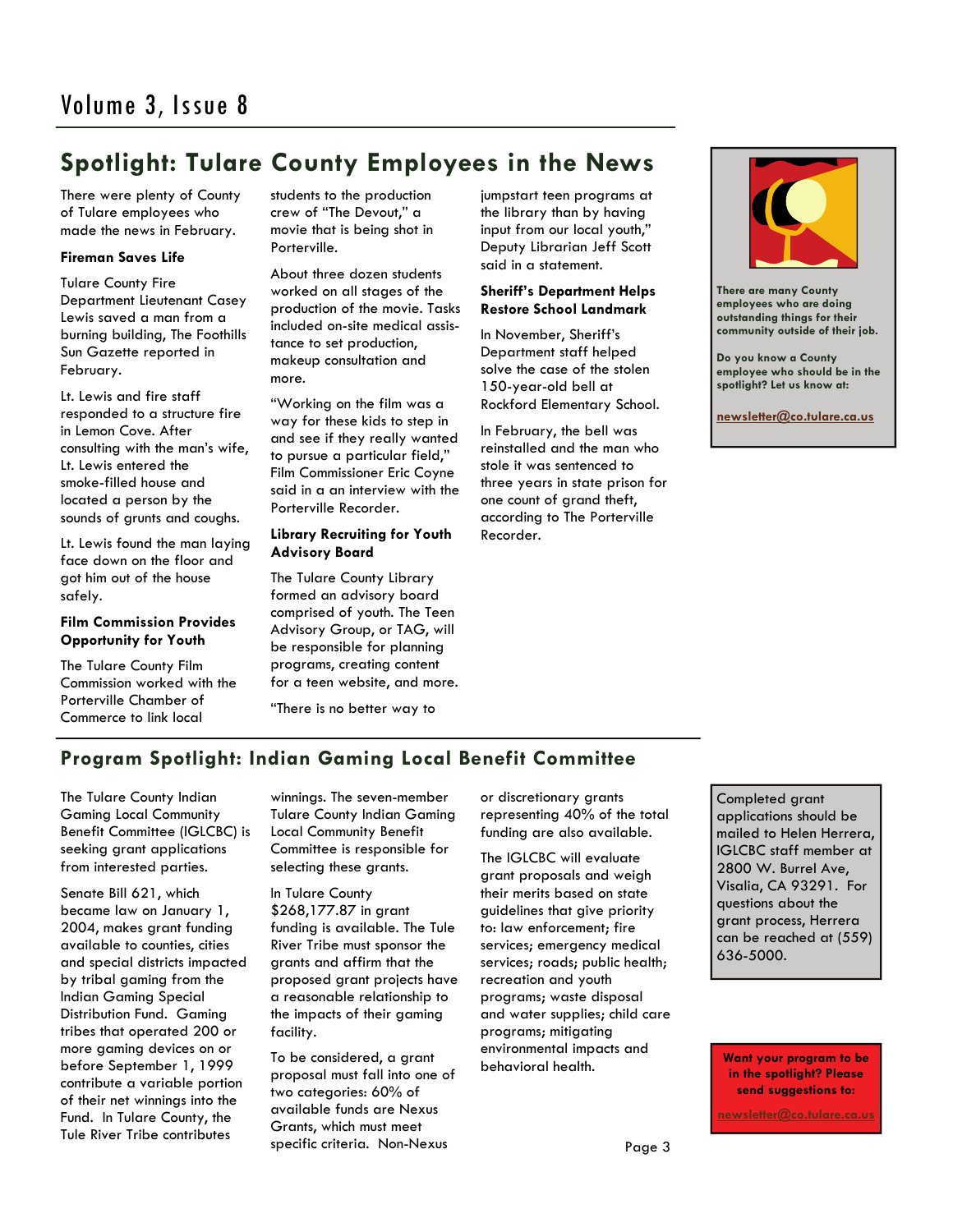## Spotlight: Tulare County Employees in the News

There were plenty of County of Tulare employees who made the news in February.

### Fireman Saves Life

Tulare County Fire Department Lieutenant Casey Lewis saved a man from a burning building, The Foothills Sun Gazette reported in February.

Lt. Lewis and fire staff responded to a structure fire in Lemon Cove. After consulting with the man's wife, Lt. Lewis entered the smoke-filled house and located a person by the sounds of grunts and coughs.

Lt. Lewis found the man laying face down on the floor and got him out of the house safely.

### Film Commission Provides Opportunity for Youth

The Tulare County Film Commission worked with the Porterville Chamber of Commerce to link local students to the production crew of "The Devout," a movie that is being shot in Porterville.

About three dozen students worked on all stages of the production of the movie. Tasks included on-site medical assistance to set production, makeup consultation and more.

"Working on the film was a way for these kids to step in and see if they really wanted to pursue a particular field," Film Commissioner Eric Coyne said in a an interview with the Porterville Recorder.

### Library Recruiting for Youth Advisory Board

The Tulare County Library formed an advisory board comprised of youth. The Teen Advisory Group, or TAG, will be responsible for planning programs, creating content for a teen website, and more.

"There is no better way to jumpstart teen programs at the library than by having input from our local youth," Deputy Librarian Jeff Scott said in a statement.

### Sheriff's Department Helps Restore School Landmark

In November, Sheriff's Department staff helped solve the case of the stolen 150-year-old bell at Rockford Elementary School.

In February, the bell was reinstalled and the man who stole it was sentenced to three years in state prison for one count of grand theft, according to The Porterville Recorder.

**There are many County employees who are doing outstanding things for their community outside of their job.**

**Do you know a County employee who should be in the spotlight? Let us know at:**

**newsletter@co.tulare.ca.us**

## Program Spotlight: Indian Gaming Local Benefit Committee

The Tulare County Indian Gaming Local Community Benefit Committee (IGLCBC) is seeking grant applications from interested parties.

Senate Bill 621, which became law on January 1, 2004, makes grant funding available to counties, cities and special districts impacted by tribal gaming from the Indian Gaming Special Distribution Fund. Gaming tribes that operated 200 or more gaming devices on or before September 1, 1999 contribute a variable portion of their net winnings into the Fund. In Tulare County, the Tule River Tribe contributes winnings. The seven-member Tulare County Indian Gaming Local Community Benefit Committee is responsible for selecting these grants.

In Tulare County $268,177.87 in grant funding is available. The Tule River Tribe must sponsor the grants and affirm that the proposed grant projects have a reasonable relationship to the impacts of their gaming facility.

To be considered, a grant proposal must fall into one of two categories: 60% of available funds are Nexus Grants, which must meet specific criteria. Non-Nexus or discretionary grants representing 40% of the total funding are also available.

The IGLCBC will evaluate grant proposals and weigh their merits based on state guidelines that give priority to: law enforcement; fire services; emergency medical services; roads; public health; recreation and youth programs; waste disposal and water supplies; child care programs; mitigating environmental impacts and behavioral health.

Completed grant applications should be mailed to Helen Herrera, IGLCBC staff member at 2800 W. Burrel Ave, Visalia, CA 93291. For questions about the grant process, Herrera can be reached at (559) 636-5000.

**Want your program to be in the spotlight? Please send suggestions to:**

**newsletter@co.tulare.ca.us**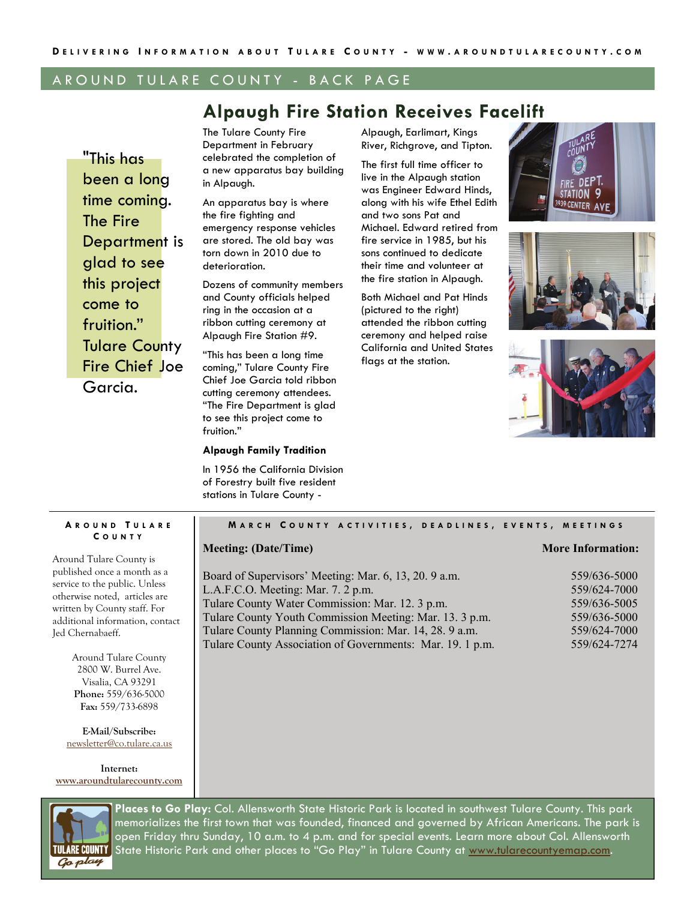## AROUND TULARE COUNTY - BACK PAGE

# Alpaugh Fire Station Receives Facelift

"This has been a long time coming. The Fire Department is glad to see this project come to fruition." Tulare County Fire Chief Joe Garcia.

The Tulare County Fire Department in February celebrated the completion of a new apparatus bay building in Alpaugh.

An apparatus bay is where the fire fighting and emergency response vehicles are stored. The old bay was torn down in 2010 due to deterioration.

Dozens of community members and County officials helped ring in the occasion at a ribbon cutting ceremony at Alpaugh Fire Station #9.

"This has been a long time coming," Tulare County Fire Chief Joe Garcia told ribbon cutting ceremony attendees. "The Fire Department is glad to see this project come to fruition."

### Alpaugh Family Tradition

In 1956 the California Division of Forestry built five resident stations in Tulare County - Alpaugh, Earlimart, Kings River, Richgrove, and Tipton.

The first full time officer to live in the Alpaugh station was Engineer Edward Hinds, along with his wife Ethel Edith and two sons Pat and Michael. Edward retired from fire service in 1985, but his sons continued to dedicate their time and volunteer at the fire station in Alpaugh.

Both Michael and Pat Hinds (pictured to the right) attended the ribbon cutting ceremony and helped raise California and United States flags at the station.

---

**AROUND TULARE COUNTY**

Around Tulare County is published once a month as a service to the public. Unless otherwise noted, articles are written by County staff. For additional information, contact Jed Chernabaeff.

Around Tulare County
2800 W. Burrel Ave.
Visalia, CA 93291
**Phone:** 559/636-5000
**Fax:** 559/733-6898

**E-Mail/Subscribe:**
newsletter@co.tulare.ca.us

**Internet:**
www.aroundtularecounty.com

---

**MARCH COUNTY ACTIVITIES, DEADLINES, EVENTS, MEETINGS**

| Meeting: (Date/Time) | More Information: |
| --- | --- |
| Board of Supervisors' Meeting: Mar. 6, 13, 20. 9 a.m. | 559/636-5000 |
| L.A.F.C.O. Meeting: Mar. 7. 2 p.m. | 559/624-7000 |
| Tulare County Water Commission: Mar. 12. 3 p.m. | 559/636-5005 |
| Tulare County Youth Commission Meeting: Mar. 13. 3 p.m. | 559/636-5000 |
| Tulare County Planning Commission: Mar. 14, 28. 9 a.m. | 559/624-7000 |
| Tulare County Association of Governments: Mar. 19. 1 p.m. | 559/624-7274 |

---

**Places to Go Play:** Col. Allensworth State Historic Park is located in southwest Tulare County. This park memorializes the first town that was founded, financed and governed by African Americans. The park is open Friday thru Sunday, 10 a.m. to 4 p.m. and for special events. Learn more about Col. Allensworth State Historic Park and other places to "Go Play" in Tulare County at www.tularecountyemap.com.